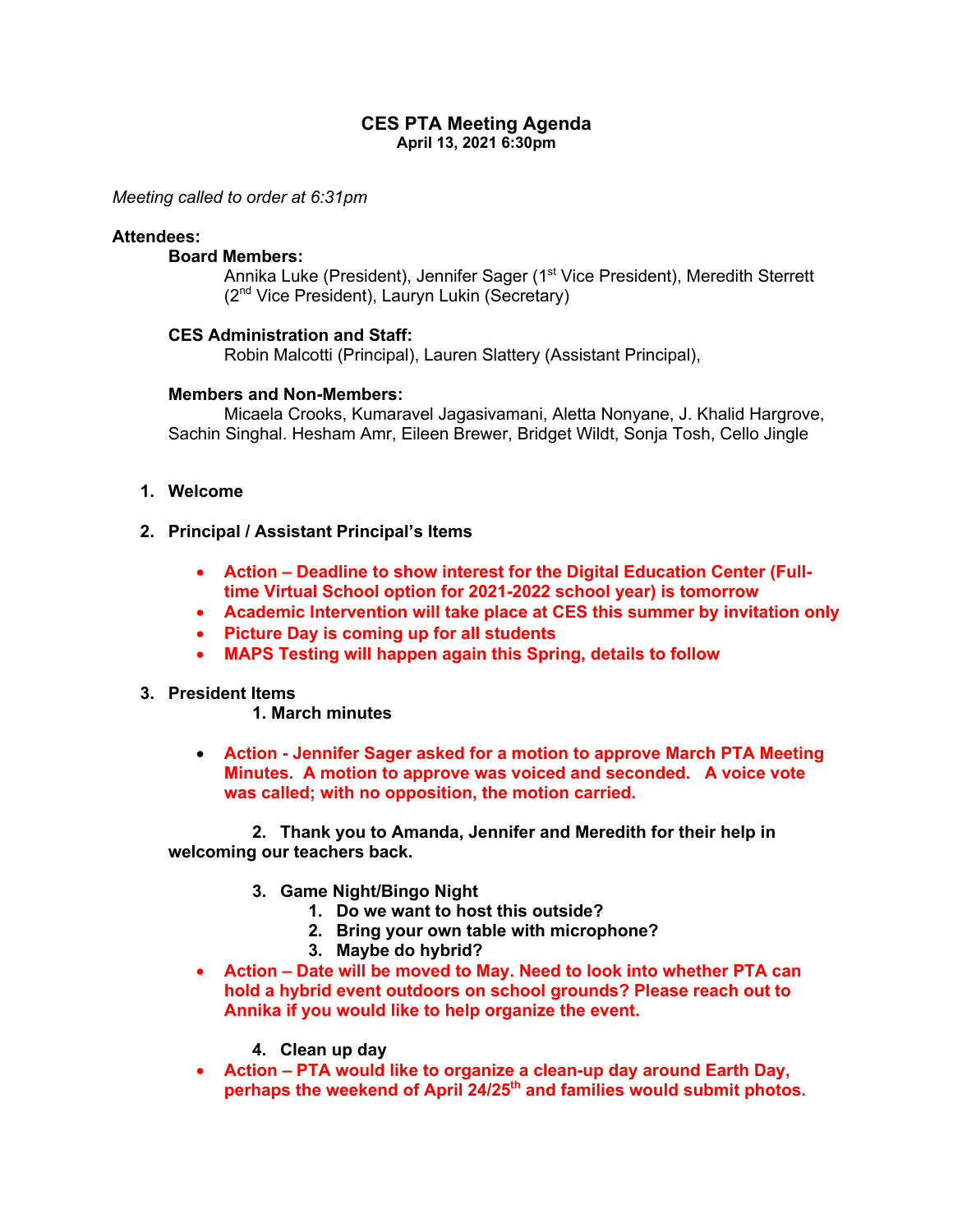# CES PTA Meeting Agenda

**April 13, 2021 6:30pm**

*Meeting called to order at 6:31pm*

**Attendees:**

**Board Members:**

Annika Luke (President), Jennifer Sager (1st Vice President), Meredith Sterrett (2nd Vice President), Lauryn Lukin (Secretary)

**CES Administration and Staff:**

Robin Malcotti (Principal), Lauren Slattery (Assistant Principal),

**Members and Non-Members:**

Micaela Crooks, Kumaravel Jagasivamani, Aletta Nonyane, J. Khalid Hargrove, Sachin Singhal. Hesham Amr, Eileen Brewer, Bridget Wildt, Sonja Tosh, Cello Jingle

1. **Welcome**

2. **Principal / Assistant Principal's Items**

   - **Action – Deadline to show interest for the Digital Education Center (Full-time Virtual School option for 2021-2022 school year) is tomorrow**
   - **Academic Intervention will take place at CES this summer by invitation only**
   - **Picture Day is coming up for all students**
   - **MAPS Testing will happen again this Spring, details to follow**

3. **President Items**

   1. **March minutes**

   - **Action - Jennifer Sager asked for a motion to approve March PTA Meeting Minutes. A motion to approve was voiced and seconded. A voice vote was called; with no opposition, the motion carried.**

   2. **Thank you to Amanda, Jennifer and Meredith for their help in welcoming our teachers back.**

   3. **Game Night/Bingo Night**
      1. **Do we want to host this outside?**
      2. **Bring your own table with microphone?**
      3. **Maybe do hybrid?**

   - **Action – Date will be moved to May. Need to look into whether PTA can hold a hybrid event outdoors on school grounds? Please reach out to Annika if you would like to help organize the event.**

   4. **Clean up day**

   - **Action – PTA would like to organize a clean-up day around Earth Day, perhaps the weekend of April 24/25th and families would submit photos.**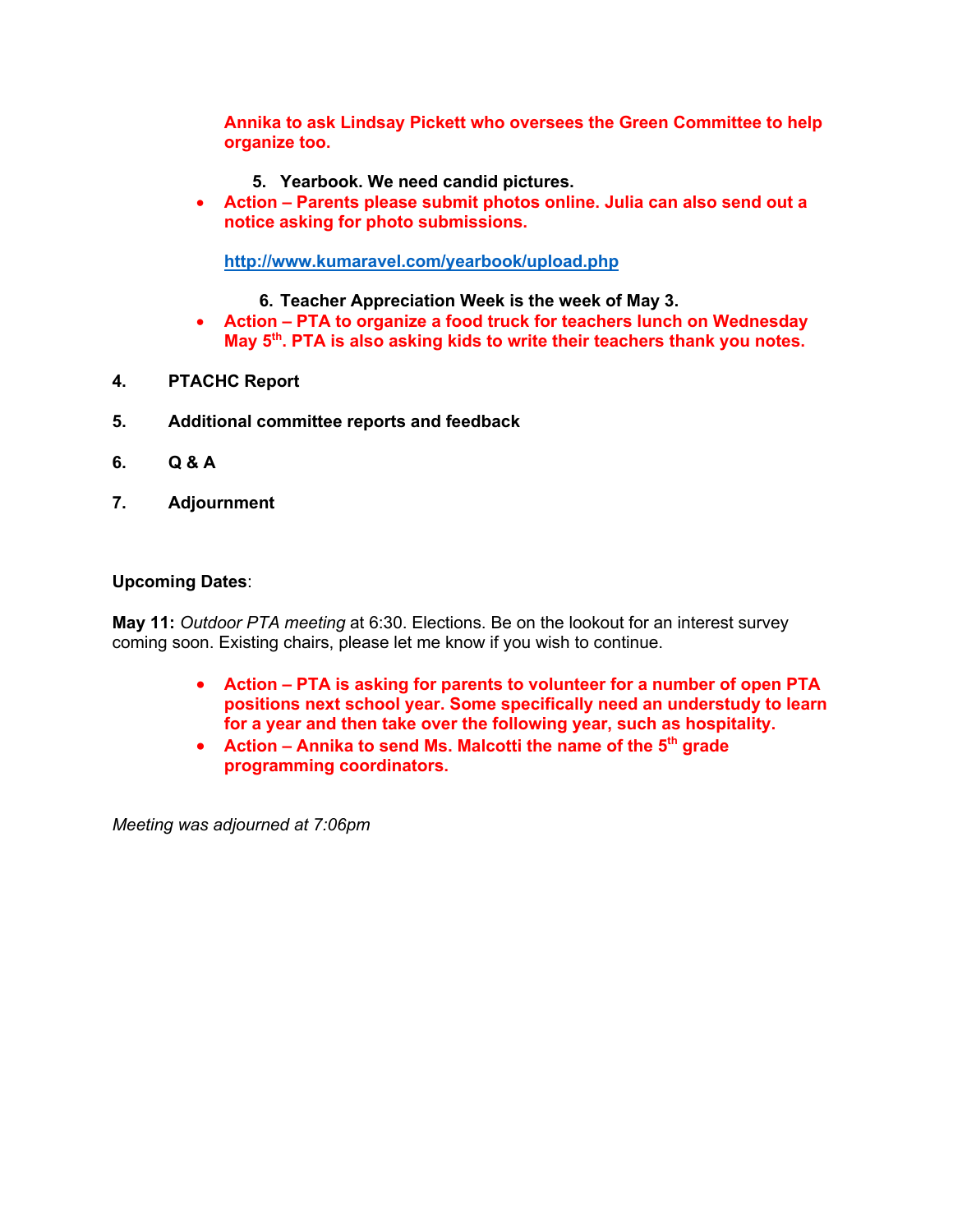**Annika to ask Lindsay Pickett who oversees the Green Committee to help organize too.**

5. **Yearbook. We need candid pictures.**

- **Action – Parents please submit photos online. Julia can also send out a notice asking for photo submissions.**

  **http://www.kumaravel.com/yearbook/upload.php**

6. **Teacher Appreciation Week is the week of May 3.**

- **Action – PTA to organize a food truck for teachers lunch on Wednesday May 5th. PTA is also asking kids to write their teachers thank you notes.**

4. **PTACHC Report**

5. **Additional committee reports and feedback**

6. **Q & A**

7. **Adjournment**

**Upcoming Dates**:

**May 11:** *Outdoor PTA meeting* at 6:30. Elections. Be on the lookout for an interest survey coming soon. Existing chairs, please let me know if you wish to continue.

- **Action – PTA is asking for parents to volunteer for a number of open PTA positions next school year. Some specifically need an understudy to learn for a year and then take over the following year, such as hospitality.**
- **Action – Annika to send Ms. Malcotti the name of the 5th grade programming coordinators.**

*Meeting was adjourned at 7:06pm*